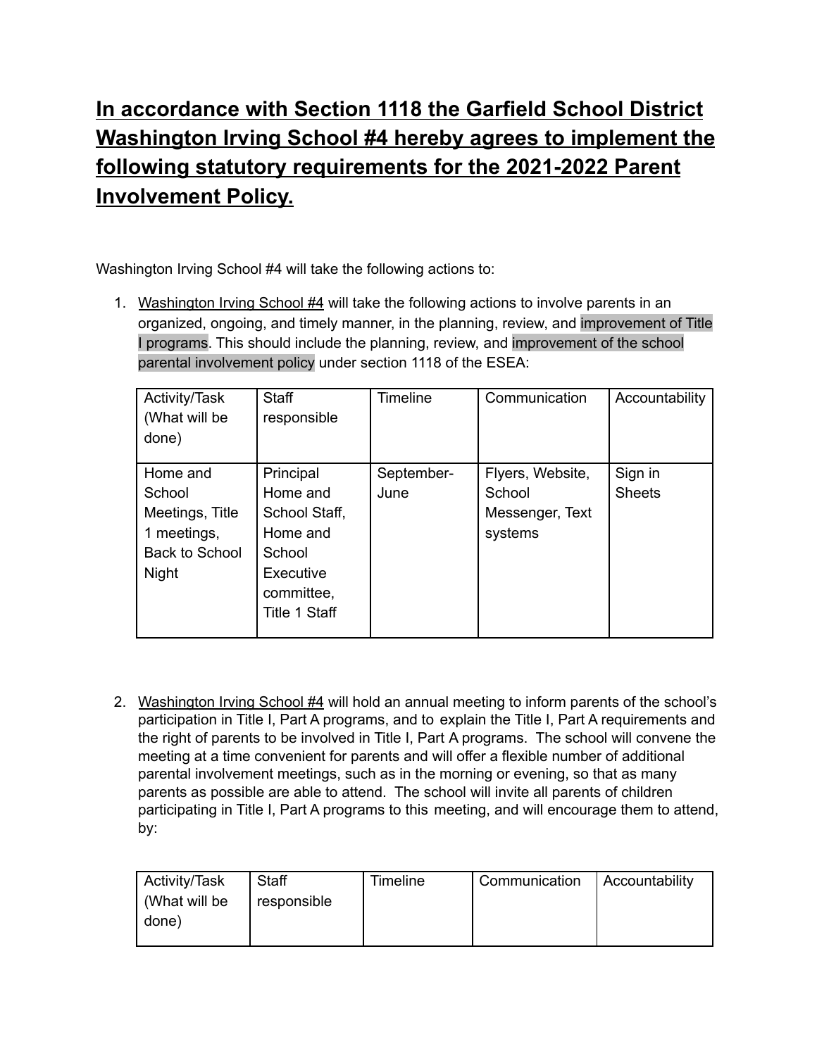# **In accordance with Section 1118 the Garfield School District Washington Irving School #4 hereby agrees to implement the following statutory requirements for the 2021-2022 Parent Involvement Policy.**

Washington Irving School #4 will take the following actions to:

1. Washington Irving School #4 will take the following actions to involve parents in an organized, ongoing, and timely manner, in the planning, review, and improvement of Title I programs. This should include the planning, review, and improvement of the school parental involvement policy under section 1118 of the ESEA:

| Activity/Task (What will be done) | Staff responsible | Timeline | Communication | Accountability |
|---|---|---|---|---|
| Home and School Meetings, Title 1 meetings, Back to School Night | Principal Home and School Staff, Home and School Executive committee, Title 1 Staff | September-June | Flyers, Website, School Messenger, Text systems | Sign in Sheets |

2. Washington Irving School #4 will hold an annual meeting to inform parents of the school's participation in Title I, Part A programs, and to explain the Title I, Part A requirements and the right of parents to be involved in Title I, Part A programs. The school will convene the meeting at a time convenient for parents and will offer a flexible number of additional parental involvement meetings, such as in the morning or evening, so that as many parents as possible are able to attend. The school will invite all parents of children participating in Title I, Part A programs to this meeting, and will encourage them to attend, by:

| Activity/Task (What will be done) | Staff responsible | Timeline | Communication | Accountability |
|---|---|---|---|---|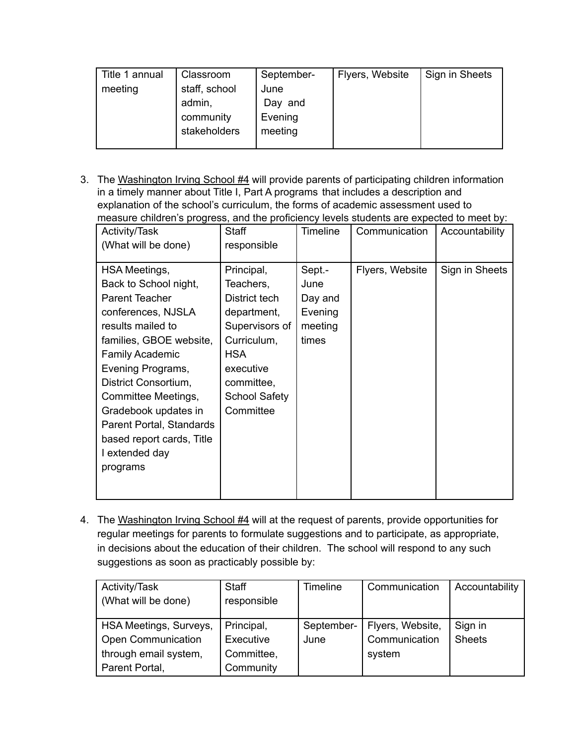| Title 1 annual meeting | Classroom staff, school admin, community stakeholders | September-June Day and Evening meeting | Flyers, Website | Sign in Sheets |
|---|---|---|---|---|

3. The Washington Irving School #4 will provide parents of participating children information in a timely manner about Title I, Part A programs that includes a description and explanation of the school's curriculum, the forms of academic assessment used to measure children's progress, and the proficiency levels students are expected to meet by:

| Activity/Task (What will be done) | Staff responsible | Timeline | Communication | Accountability |
|---|---|---|---|---|
| HSA Meetings, Back to School night, Parent Teacher conferences, NJSLA results mailed to families, GBOE website, Family Academic Evening Programs, District Consortium, Committee Meetings, Gradebook updates in Parent Portal, Standards based report cards, Title I extended day programs | Principal, Teachers, District tech department, Supervisors of Curriculum, HSA executive committee, School Safety Committee | Sept.-June Day and Evening meeting times | Flyers, Website | Sign in Sheets |

4. The Washington Irving School #4 will at the request of parents, provide opportunities for regular meetings for parents to formulate suggestions and to participate, as appropriate, in decisions about the education of their children. The school will respond to any such suggestions as soon as practicably possible by:

| Activity/Task (What will be done) | Staff responsible | Timeline | Communication | Accountability |
|---|---|---|---|---|
| HSA Meetings, Surveys, Open Communication through email system, Parent Portal, | Principal, Executive Committee, Community | September-June | Flyers, Website, Communication system | Sign in Sheets |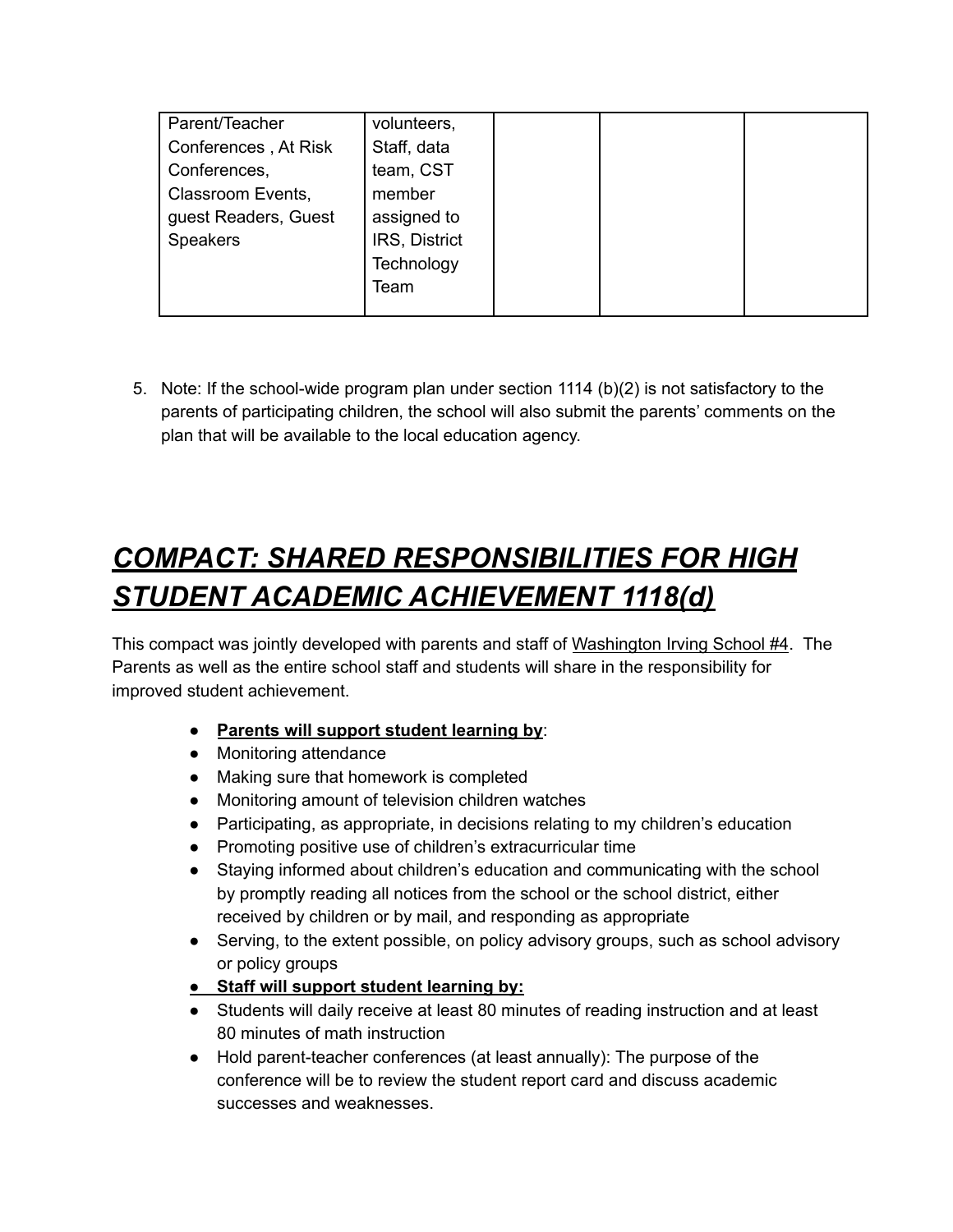| Parent/Teacher Conferences , At Risk Conferences, Classroom Events, guest Readers, Guest Speakers | volunteers, Staff, data team, CST member assigned to IRS, District Technology Team | | | |
|---|---|---|---|---|

5. Note: If the school-wide program plan under section 1114 (b)(2) is not satisfactory to the parents of participating children, the school will also submit the parents' comments on the plan that will be available to the local education agency.

# ***COMPACT: SHARED RESPONSIBILITIES FOR HIGH STUDENT ACADEMIC ACHIEVEMENT 1118(d)***

This compact was jointly developed with parents and staff of Washington Irving School #4. The Parents as well as the entire school staff and students will share in the responsibility for improved student achievement.

- **Parents will support student learning by**:
- Monitoring attendance
- Making sure that homework is completed
- Monitoring amount of television children watches
- Participating, as appropriate, in decisions relating to my children's education
- Promoting positive use of children's extracurricular time
- Staying informed about children's education and communicating with the school by promptly reading all notices from the school or the school district, either received by children or by mail, and responding as appropriate
- Serving, to the extent possible, on policy advisory groups, such as school advisory or policy groups
- **Staff will support student learning by:**
- Students will daily receive at least 80 minutes of reading instruction and at least 80 minutes of math instruction
- Hold parent-teacher conferences (at least annually): The purpose of the conference will be to review the student report card and discuss academic successes and weaknesses.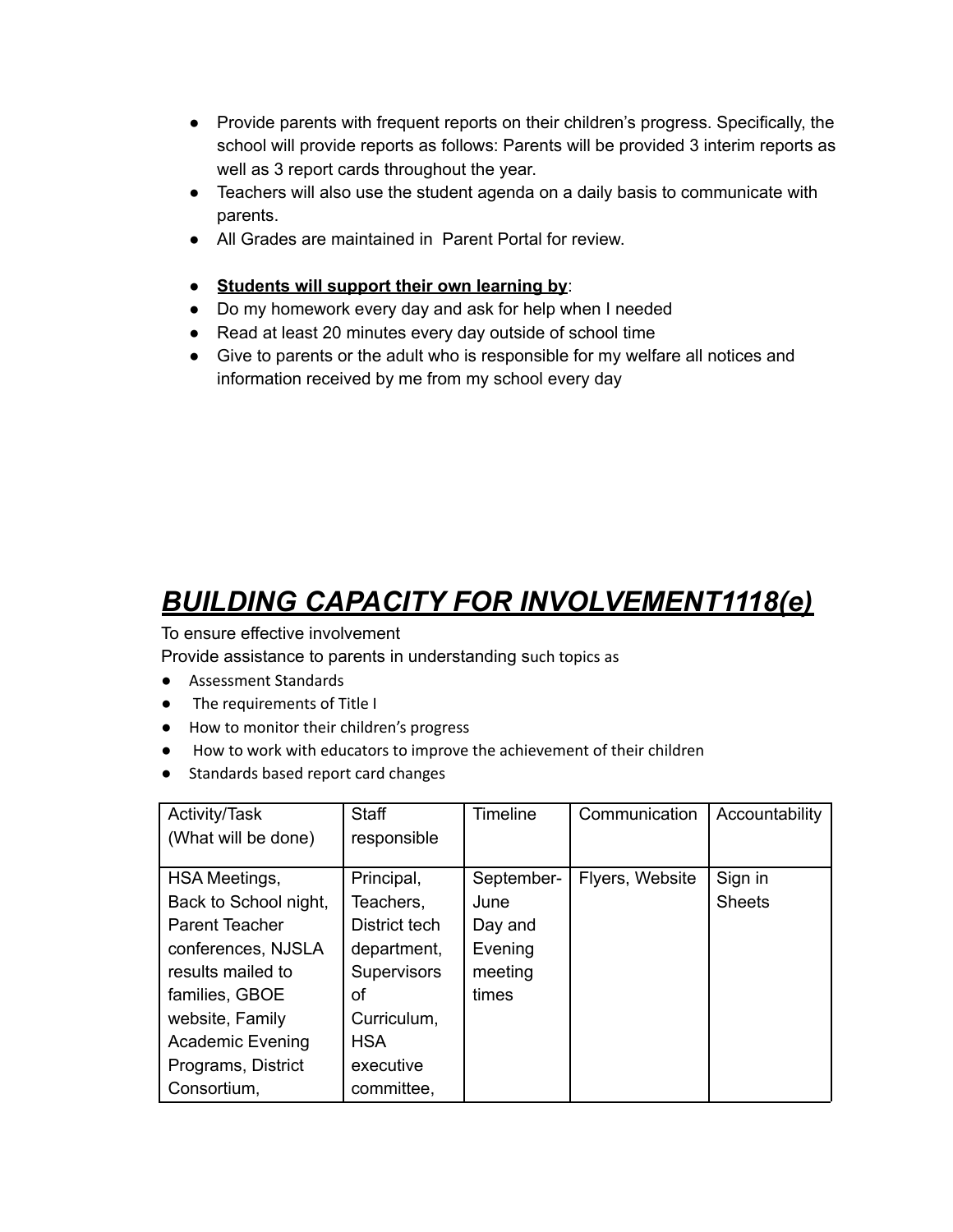- Provide parents with frequent reports on their children's progress. Specifically, the school will provide reports as follows: Parents will be provided 3 interim reports as well as 3 report cards throughout the year.
- Teachers will also use the student agenda on a daily basis to communicate with parents.
- All Grades are maintained in Parent Portal for review.

- **Students will support their own learning by**:
- Do my homework every day and ask for help when I needed
- Read at least 20 minutes every day outside of school time
- Give to parents or the adult who is responsible for my welfare all notices and information received by me from my school every day

# ***BUILDING CAPACITY FOR INVOLVEMENT1118(e)***

To ensure effective involvement

Provide assistance to parents in understanding such topics as

- Assessment Standards
- The requirements of Title I
- How to monitor their children's progress
- How to work with educators to improve the achievement of their children
- Standards based report card changes

| Activity/Task (What will be done) | Staff responsible | Timeline | Communication | Accountability |
|---|---|---|---|---|
| HSA Meetings, Back to School night, Parent Teacher conferences, NJSLA results mailed to families, GBOE website, Family Academic Evening Programs, District Consortium, | Principal, Teachers, District tech department, Supervisors of Curriculum, HSA executive committee, | September-June Day and Evening meeting times | Flyers, Website | Sign in Sheets |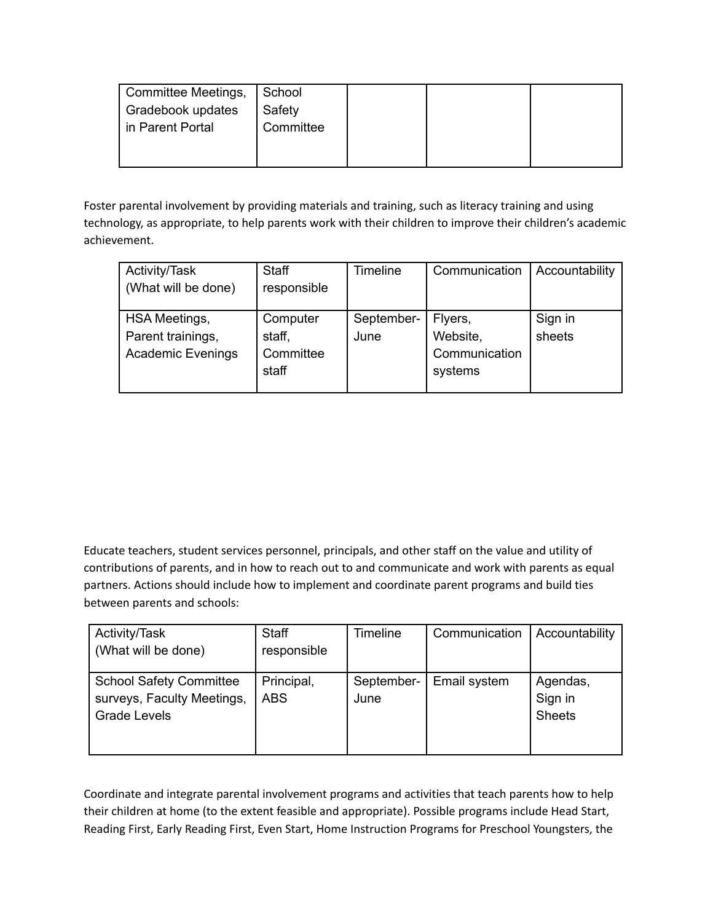| | | | | |
|---|---|---|---|---|
| Committee Meetings, Gradebook updates in Parent Portal | School Safety Committee | | | |

Foster parental involvement by providing materials and training, such as literacy training and using technology, as appropriate, to help parents work with their children to improve their children's academic achievement.

| Activity/Task (What will be done) | Staff responsible | Timeline | Communication | Accountability |
|---|---|---|---|---|
| HSA Meetings, Parent trainings, Academic Evenings | Computer staff, Committee staff | September-June | Flyers, Website, Communication systems | Sign in sheets |

Educate teachers, student services personnel, principals, and other staff on the value and utility of contributions of parents, and in how to reach out to and communicate and work with parents as equal partners. Actions should include how to implement and coordinate parent programs and build ties between parents and schools:

| Activity/Task (What will be done) | Staff responsible | Timeline | Communication | Accountability |
|---|---|---|---|---|
| School Safety Committee surveys, Faculty Meetings, Grade Levels | Principal, ABS | September-June | Email system | Agendas, Sign in Sheets |

Coordinate and integrate parental involvement programs and activities that teach parents how to help their children at home (to the extent feasible and appropriate). Possible programs include Head Start, Reading First, Early Reading First, Even Start, Home Instruction Programs for Preschool Youngsters, the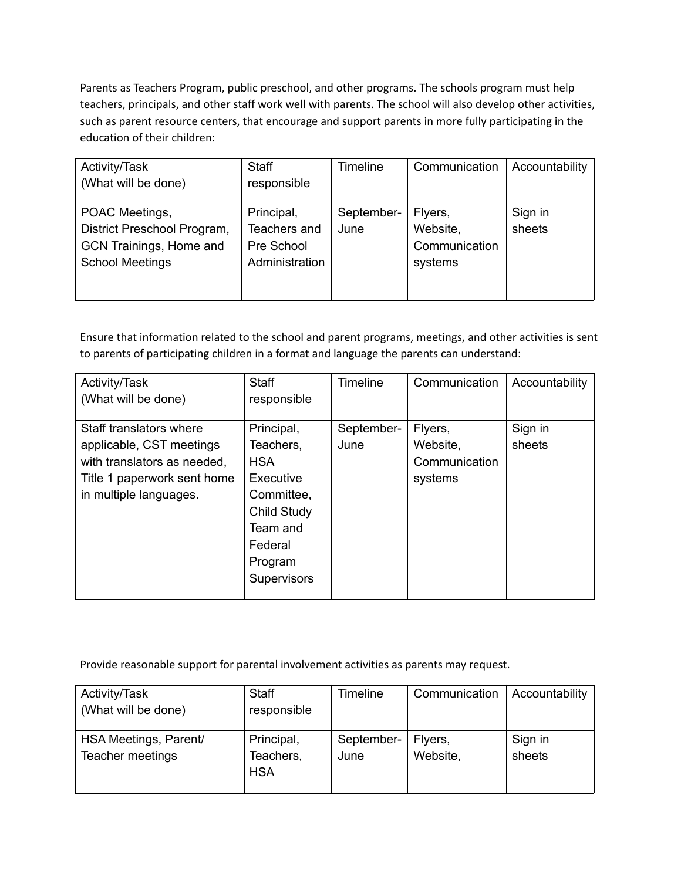Parents as Teachers Program, public preschool, and other programs. The schools program must help teachers, principals, and other staff work well with parents. The school will also develop other activities, such as parent resource centers, that encourage and support parents in more fully participating in the education of their children:

| Activity/Task (What will be done) | Staff responsible | Timeline | Communication | Accountability |
|---|---|---|---|---|
| POAC Meetings, District Preschool Program, GCN Trainings, Home and School Meetings | Principal, Teachers and Pre School Administration | September-June | Flyers, Website, Communication systems | Sign in sheets |

Ensure that information related to the school and parent programs, meetings, and other activities is sent to parents of participating children in a format and language the parents can understand:

| Activity/Task (What will be done) | Staff responsible | Timeline | Communication | Accountability |
|---|---|---|---|---|
| Staff translators where applicable, CST meetings with translators as needed, Title 1 paperwork sent home in multiple languages. | Principal, Teachers, HSA Executive Committee, Child Study Team and Federal Program Supervisors | September-June | Flyers, Website, Communication systems | Sign in sheets |

Provide reasonable support for parental involvement activities as parents may request.

| Activity/Task (What will be done) | Staff responsible | Timeline | Communication | Accountability |
|---|---|---|---|---|
| HSA Meetings, Parent/ Teacher meetings | Principal, Teachers, HSA | September-June | Flyers, Website, | Sign in sheets |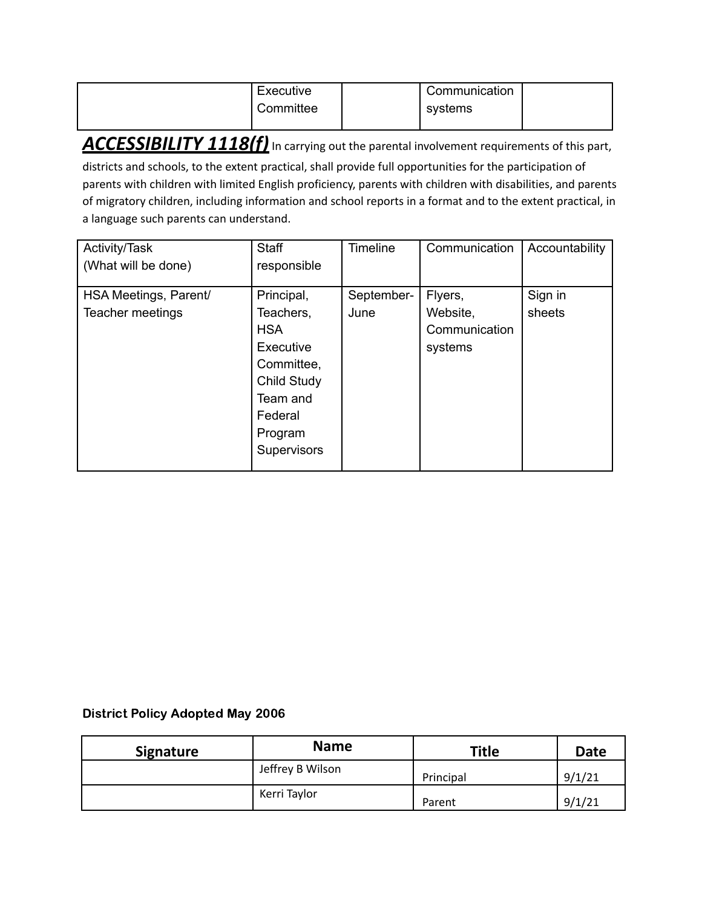| | Executive Committee | | Communication systems | |
|---|---|---|---|---|

***ACCESSIBILITY 1118(f)*** In carrying out the parental involvement requirements of this part, districts and schools, to the extent practical, shall provide full opportunities for the participation of parents with children with limited English proficiency, parents with children with disabilities, and parents of migratory children, including information and school reports in a format and to the extent practical, in a language such parents can understand.

| Activity/Task (What will be done) | Staff responsible | Timeline | Communication | Accountability |
|---|---|---|---|---|
| HSA Meetings, Parent/ Teacher meetings | Principal, Teachers, HSA Executive Committee, Child Study Team and Federal Program Supervisors | September-June | Flyers, Website, Communication systems | Sign in sheets |

**District Policy Adopted May 2006**

| Signature | Name | Title | Date |
|---|---|---|---|
| | Jeffrey B Wilson | Principal | 9/1/21 |
| | Kerri Taylor | Parent | 9/1/21 |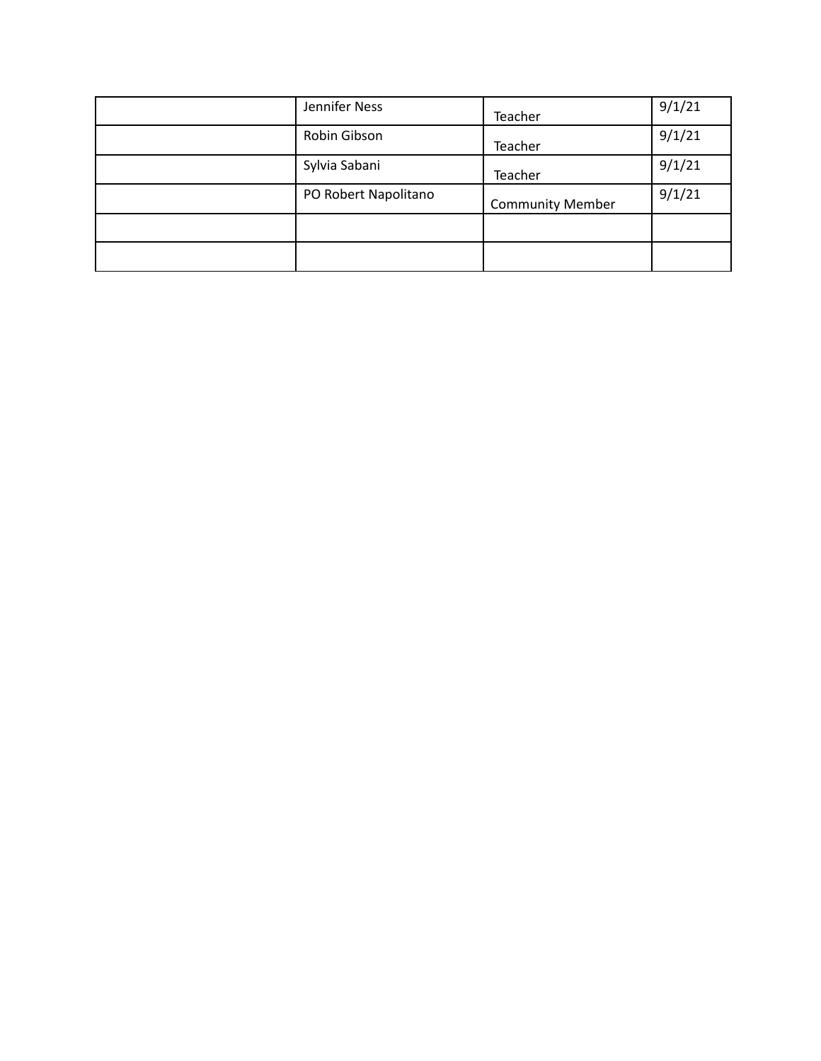| | | | |
|---|---|---|---|
| | Jennifer Ness | Teacher | 9/1/21 |
| | Robin Gibson | Teacher | 9/1/21 |
| | Sylvia Sabani | Teacher | 9/1/21 |
| | PO Robert Napolitano | Community Member | 9/1/21 |
| | | | |
| | | | |